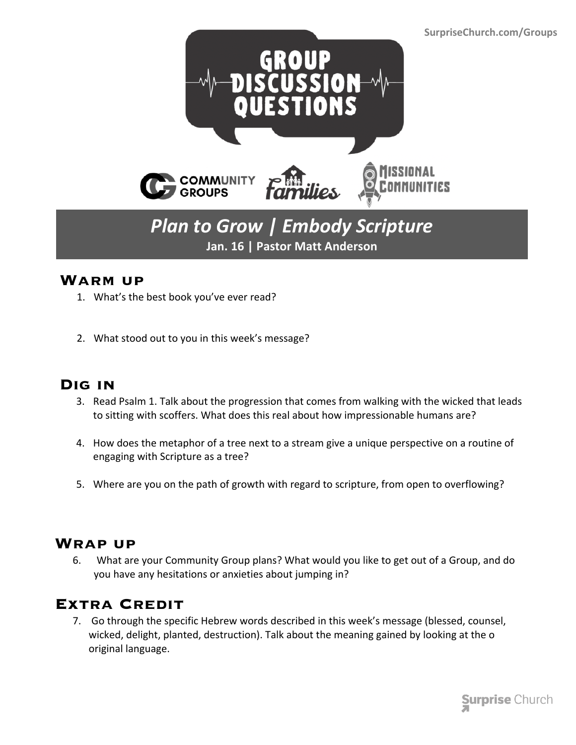SurpriseChurch.com/Groups

# GROUP DISCUSSION QUESTIONS

COMMUNITY GROUPS | families | MISSIONAL COMMUNITIES

## *Plan to Grow | Embody Scripture*

**Jan. 16 | Pastor Matt Anderson**

### Warm up

1. What's the best book you've ever read?

2. What stood out to you in this week's message?

### Dig in

3. Read Psalm 1. Talk about the progression that comes from walking with the wicked that leads to sitting with scoffers. What does this real about how impressionable humans are?

4. How does the metaphor of a tree next to a stream give a unique perspective on a routine of engaging with Scripture as a tree?

5. Where are you on the path of growth with regard to scripture, from open to overflowing?

### Wrap up

6. What are your Community Group plans? What would you like to get out of a Group, and do you have any hesitations or anxieties about jumping in?

### Extra Credit

7. Go through the specific Hebrew words described in this week's message (blessed, counsel, wicked, delight, planted, destruction). Talk about the meaning gained by looking at the o original language.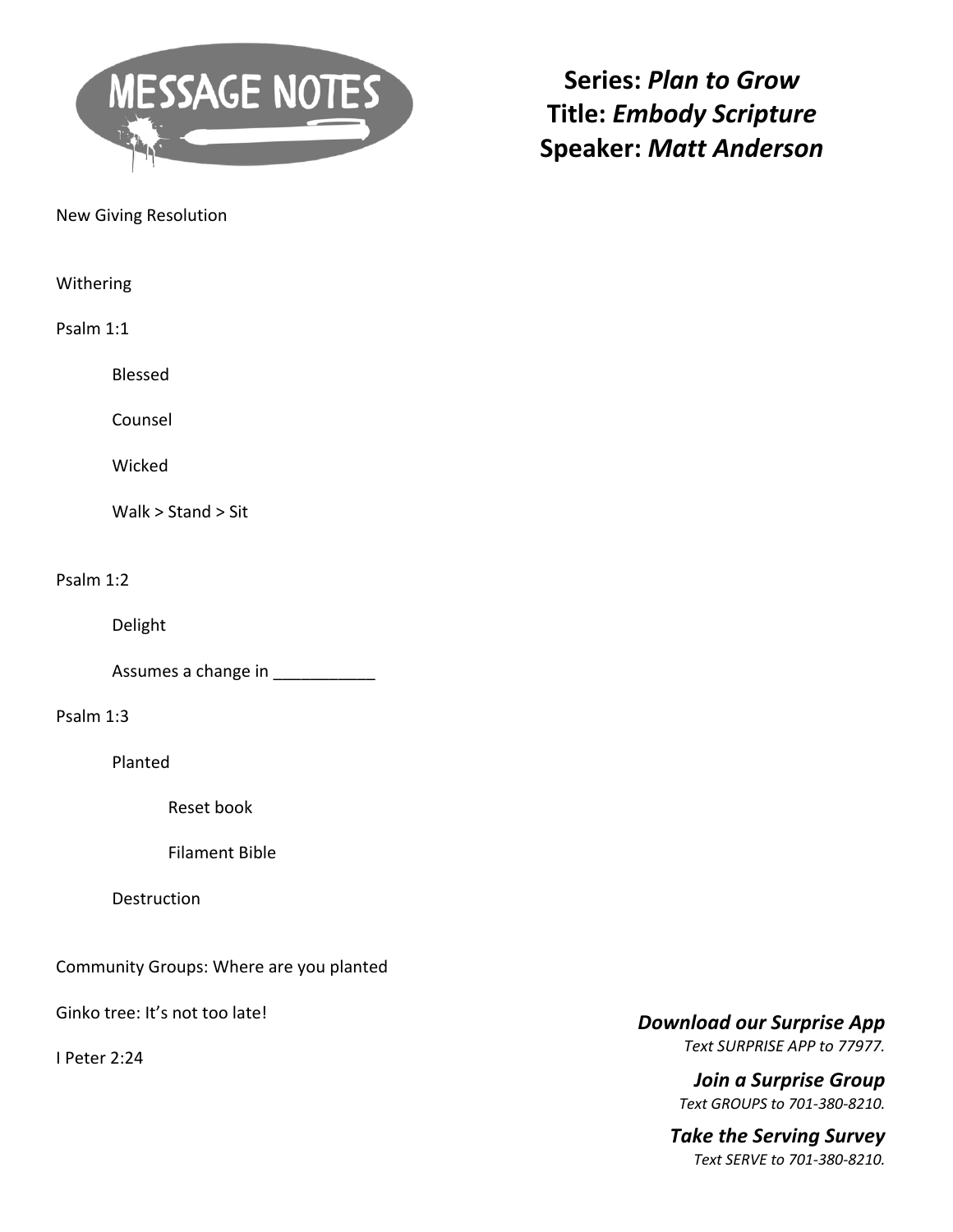# MESSAGE NOTES

**Series:** ***Plan to Grow***
**Title:** ***Embody Scripture***
**Speaker:** ***Matt Anderson***

New Giving Resolution

Withering

Psalm 1:1

- Blessed
- Counsel
- Wicked
- Walk > Stand > Sit

Psalm 1:2

- Delight
- Assumes a change in ___________

Psalm 1:3

- Planted
  - Reset book
  - Filament Bible
- Destruction

Community Groups: Where are you planted

Ginko tree: It's not too late!

I Peter 2:24

***Download our Surprise App***
*Text SURPRISE APP to 77977.*

***Join a Surprise Group***
*Text GROUPS to 701-380-8210.*

***Take the Serving Survey***
*Text SERVE to 701-380-8210.*